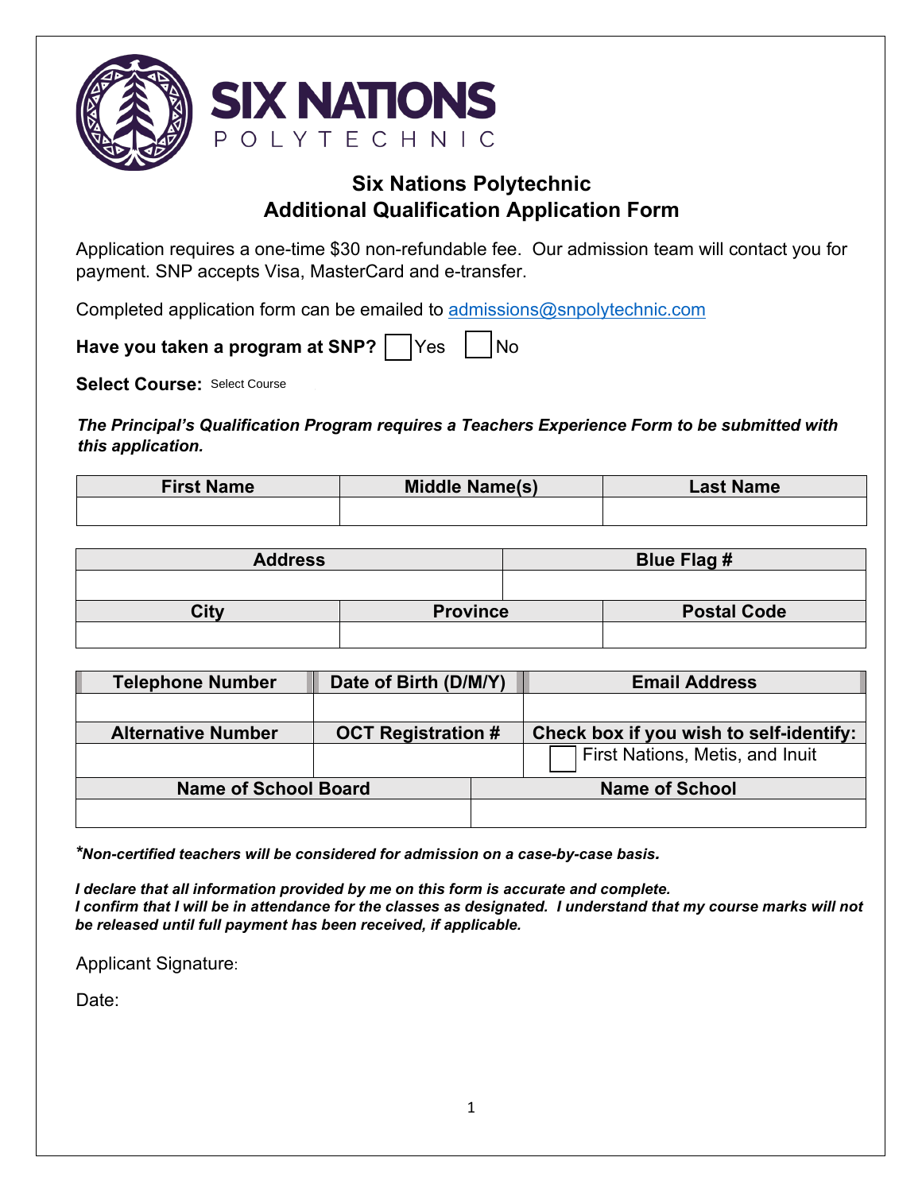SIX NATIONS POLYTECHNIC

# Six Nations Polytechnic
## Additional Qualification Application Form

Application requires a one-time $30 non-refundable fee. Our admission team will contact you for payment. SNP accepts Visa, MasterCard and e-transfer.

Completed application form can be emailed to admissions@snpolytechnic.com

**Have you taken a program at SNP?** ☐ Yes ☐ No

**Select Course:** Select Course

***The Principal's Qualification Program requires a Teachers Experience Form to be submitted with this application.***

| First Name | Middle Name(s) | Last Name |
|---|---|---|
| | | |

| Address | | Blue Flag # |
|---|---|---|
| | | |
| **City** | **Province** | **Postal Code** |
| | | |

| Telephone Number | Date of Birth (D/M/Y) | Email Address |
|---|---|---|
| | | |
| **Alternative Number** | **OCT Registration #** | **Check box if you wish to self-identify:** |
| | | ☐ First Nations, Metis, and Inuit |

| Name of School Board | Name of School |
|---|---|
| | |

****Non-certified teachers will be considered for admission on a case-by-case basis.***

***I declare that all information provided by me on this form is accurate and complete.***
***I confirm that I will be in attendance for the classes as designated. I understand that my course marks will not be released until full payment has been received, if applicable.***

Applicant Signature:

Date: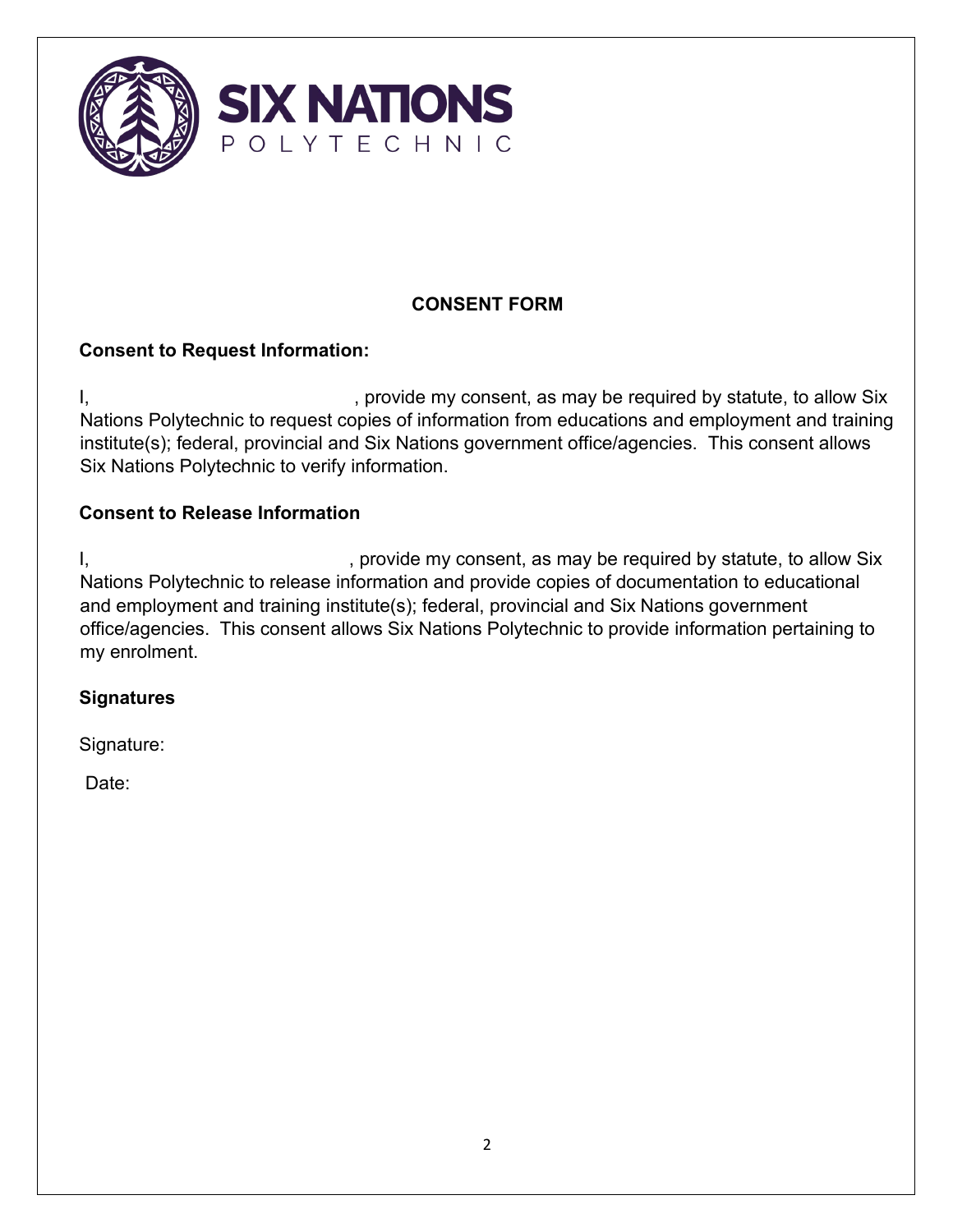SIX NATIONS POLYTECHNIC

## CONSENT FORM

**Consent to Request Information:**

I, \_\_\_\_\_\_\_\_\_\_\_\_\_\_\_\_\_\_\_\_\_\_\_\_\_\_\_\_, provide my consent, as may be required by statute, to allow Six Nations Polytechnic to request copies of information from educations and employment and training institute(s); federal, provincial and Six Nations government office/agencies. This consent allows Six Nations Polytechnic to verify information.

**Consent to Release Information**

I, \_\_\_\_\_\_\_\_\_\_\_\_\_\_\_\_\_\_\_\_\_\_\_\_\_\_\_\_, provide my consent, as may be required by statute, to allow Six Nations Polytechnic to release information and provide copies of documentation to educational and employment and training institute(s); federal, provincial and Six Nations government office/agencies. This consent allows Six Nations Polytechnic to provide information pertaining to my enrolment.

**Signatures**

Signature:

Date: